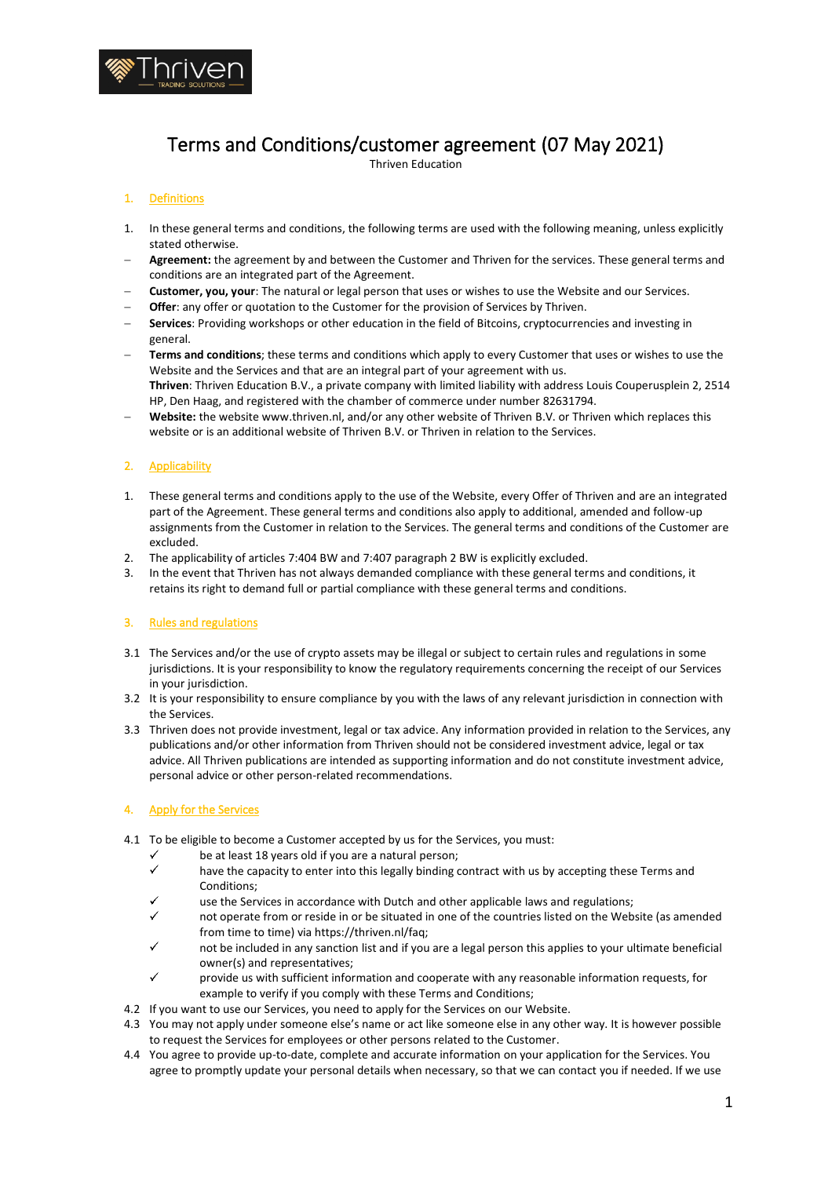# Terms and Conditions/customer agreement (07 May 2021)

Thriven Education

## 1. Definitions

1. In these general terms and conditions, the following terms are used with the following meaning, unless explicitly stated otherwise.

- **Agreement:** the agreement by and between the Customer and Thriven for the services. These general terms and conditions are an integrated part of the Agreement.
- **Customer, you, your**: The natural or legal person that uses or wishes to use the Website and our Services.
- **Offer**: any offer or quotation to the Customer for the provision of Services by Thriven.
- **Services**: Providing workshops or other education in the field of Bitcoins, cryptocurrencies and investing in general.
- **Terms and conditions**; these terms and conditions which apply to every Customer that uses or wishes to use the Website and the Services and that are an integral part of your agreement with us.
  **Thriven**: Thriven Education B.V., a private company with limited liability with address Louis Couperusplein 2, 2514 HP, Den Haag, and registered with the chamber of commerce under number 82631794.
- **Website:** the website www.thriven.nl, and/or any other website of Thriven B.V. or Thriven which replaces this website or is an additional website of Thriven B.V. or Thriven in relation to the Services.

## 2. Applicability

1. These general terms and conditions apply to the use of the Website, every Offer of Thriven and are an integrated part of the Agreement. These general terms and conditions also apply to additional, amended and follow-up assignments from the Customer in relation to the Services. The general terms and conditions of the Customer are excluded.
2. The applicability of articles 7:404 BW and 7:407 paragraph 2 BW is explicitly excluded.
3. In the event that Thriven has not always demanded compliance with these general terms and conditions, it retains its right to demand full or partial compliance with these general terms and conditions.

## 3. Rules and regulations

3.1 The Services and/or the use of crypto assets may be illegal or subject to certain rules and regulations in some jurisdictions. It is your responsibility to know the regulatory requirements concerning the receipt of our Services in your jurisdiction.

3.2 It is your responsibility to ensure compliance by you with the laws of any relevant jurisdiction in connection with the Services.

3.3 Thriven does not provide investment, legal or tax advice. Any information provided in relation to the Services, any publications and/or other information from Thriven should not be considered investment advice, legal or tax advice. All Thriven publications are intended as supporting information and do not constitute investment advice, personal advice or other person-related recommendations.

## 4. Apply for the Services

4.1 To be eligible to become a Customer accepted by us for the Services, you must:

- ✓ be at least 18 years old if you are a natural person;
- ✓ have the capacity to enter into this legally binding contract with us by accepting these Terms and Conditions;
- ✓ use the Services in accordance with Dutch and other applicable laws and regulations;
- ✓ not operate from or reside in or be situated in one of the countries listed on the Website (as amended from time to time) via https://thriven.nl/faq;
- ✓ not be included in any sanction list and if you are a legal person this applies to your ultimate beneficial owner(s) and representatives;
- ✓ provide us with sufficient information and cooperate with any reasonable information requests, for example to verify if you comply with these Terms and Conditions;

4.2 If you want to use our Services, you need to apply for the Services on our Website.

4.3 You may not apply under someone else's name or act like someone else in any other way. It is however possible to request the Services for employees or other persons related to the Customer.

4.4 You agree to provide up-to-date, complete and accurate information on your application for the Services. You agree to promptly update your personal details when necessary, so that we can contact you if needed. If we use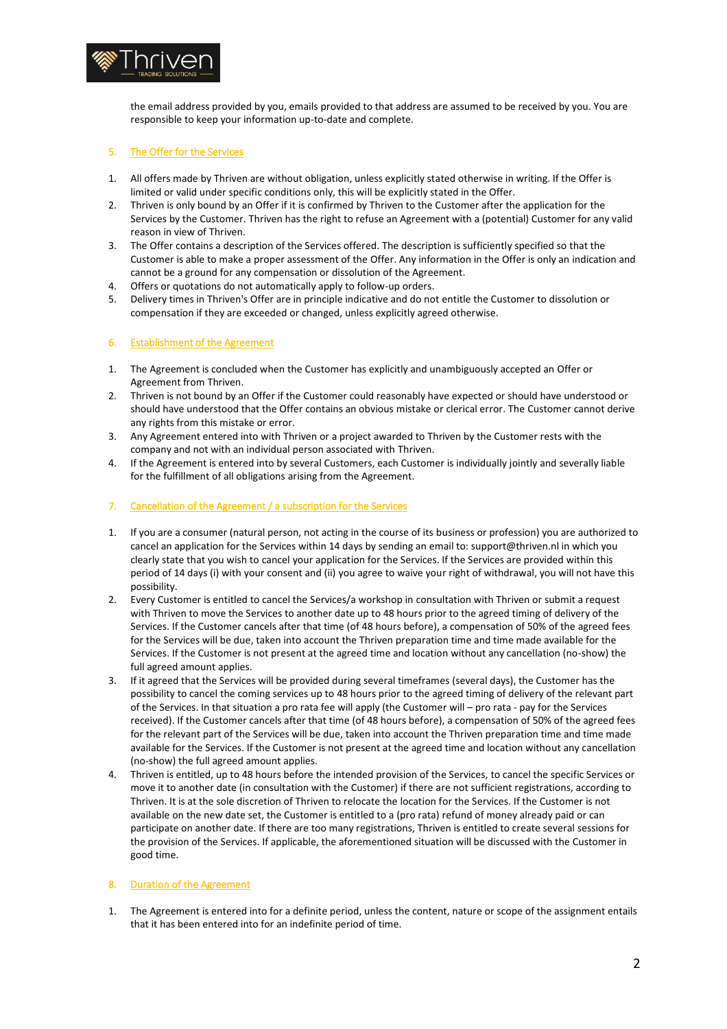the email address provided by you, emails provided to that address are assumed to be received by you. You are responsible to keep your information up-to-date and complete.

## 5. The Offer for the Services

1. All offers made by Thriven are without obligation, unless explicitly stated otherwise in writing. If the Offer is limited or valid under specific conditions only, this will be explicitly stated in the Offer.
2. Thriven is only bound by an Offer if it is confirmed by Thriven to the Customer after the application for the Services by the Customer. Thriven has the right to refuse an Agreement with a (potential) Customer for any valid reason in view of Thriven.
3. The Offer contains a description of the Services offered. The description is sufficiently specified so that the Customer is able to make a proper assessment of the Offer. Any information in the Offer is only an indication and cannot be a ground for any compensation or dissolution of the Agreement.
4. Offers or quotations do not automatically apply to follow-up orders.
5. Delivery times in Thriven's Offer are in principle indicative and do not entitle the Customer to dissolution or compensation if they are exceeded or changed, unless explicitly agreed otherwise.

## 6. Establishment of the Agreement

1. The Agreement is concluded when the Customer has explicitly and unambiguously accepted an Offer or Agreement from Thriven.
2. Thriven is not bound by an Offer if the Customer could reasonably have expected or should have understood or should have understood that the Offer contains an obvious mistake or clerical error. The Customer cannot derive any rights from this mistake or error.
3. Any Agreement entered into with Thriven or a project awarded to Thriven by the Customer rests with the company and not with an individual person associated with Thriven.
4. If the Agreement is entered into by several Customers, each Customer is individually jointly and severally liable for the fulfillment of all obligations arising from the Agreement.

## 7. Cancellation of the Agreement / a subscription for the Services

1. If you are a consumer (natural person, not acting in the course of its business or profession) you are authorized to cancel an application for the Services within 14 days by sending an email to: support@thriven.nl in which you clearly state that you wish to cancel your application for the Services. If the Services are provided within this period of 14 days (i) with your consent and (ii) you agree to waive your right of withdrawal, you will not have this possibility.
2. Every Customer is entitled to cancel the Services/a workshop in consultation with Thriven or submit a request with Thriven to move the Services to another date up to 48 hours prior to the agreed timing of delivery of the Services. If the Customer cancels after that time (of 48 hours before), a compensation of 50% of the agreed fees for the Services will be due, taken into account the Thriven preparation time and time made available for the Services. If the Customer is not present at the agreed time and location without any cancellation (no-show) the full agreed amount applies.
3. If it agreed that the Services will be provided during several timeframes (several days), the Customer has the possibility to cancel the coming services up to 48 hours prior to the agreed timing of delivery of the relevant part of the Services. In that situation a pro rata fee will apply (the Customer will – pro rata - pay for the Services received). If the Customer cancels after that time (of 48 hours before), a compensation of 50% of the agreed fees for the relevant part of the Services will be due, taken into account the Thriven preparation time and time made available for the Services. If the Customer is not present at the agreed time and location without any cancellation (no-show) the full agreed amount applies.
4. Thriven is entitled, up to 48 hours before the intended provision of the Services, to cancel the specific Services or move it to another date (in consultation with the Customer) if there are not sufficient registrations, according to Thriven. It is at the sole discretion of Thriven to relocate the location for the Services. If the Customer is not available on the new date set, the Customer is entitled to a (pro rata) refund of money already paid or can participate on another date. If there are too many registrations, Thriven is entitled to create several sessions for the provision of the Services. If applicable, the aforementioned situation will be discussed with the Customer in good time.

## 8. Duration of the Agreement

1. The Agreement is entered into for a definite period, unless the content, nature or scope of the assignment entails that it has been entered into for an indefinite period of time.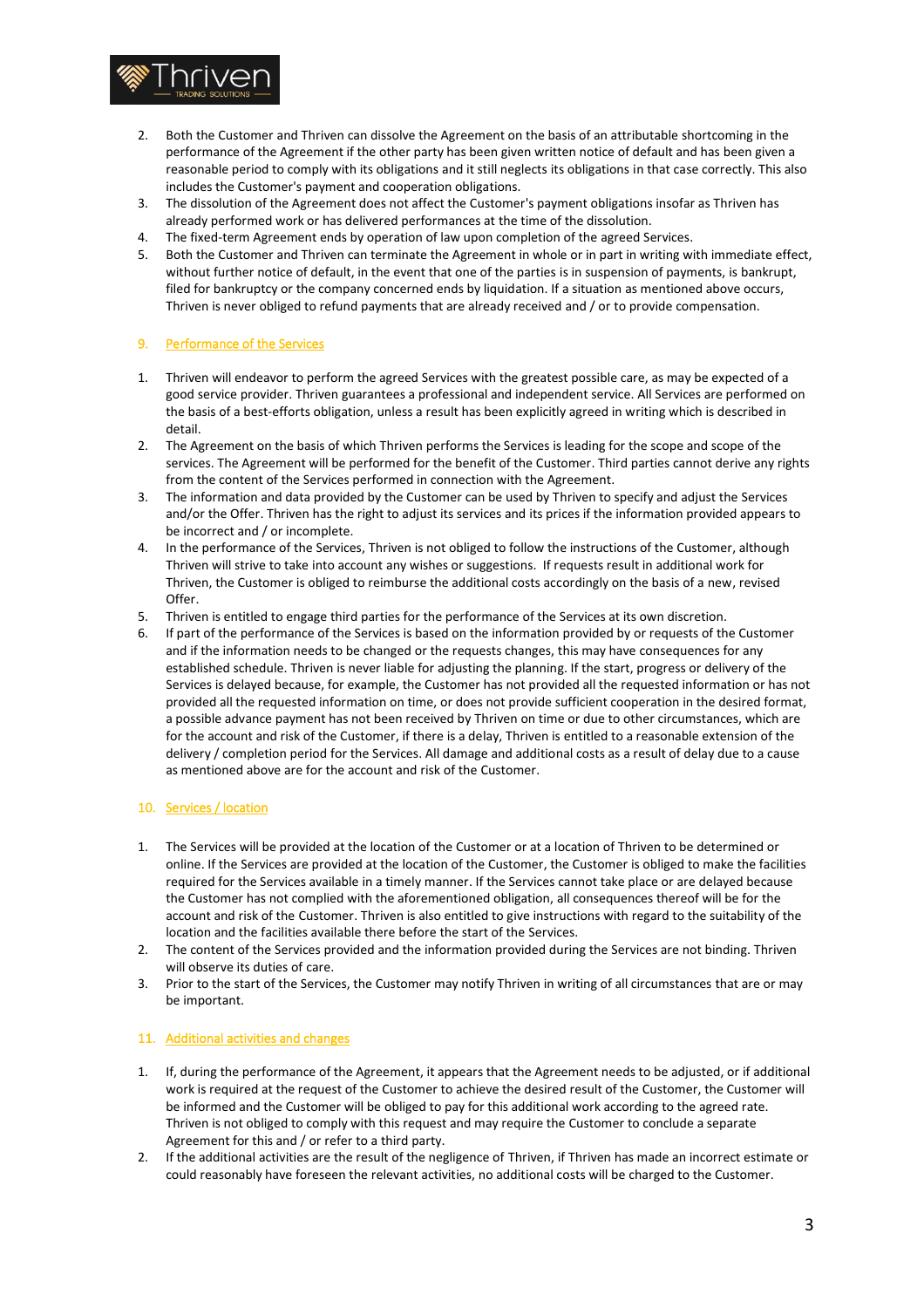2. Both the Customer and Thriven can dissolve the Agreement on the basis of an attributable shortcoming in the performance of the Agreement if the other party has been given written notice of default and has been given a reasonable period to comply with its obligations and it still neglects its obligations in that case correctly. This also includes the Customer's payment and cooperation obligations.
3. The dissolution of the Agreement does not affect the Customer's payment obligations insofar as Thriven has already performed work or has delivered performances at the time of the dissolution.
4. The fixed-term Agreement ends by operation of law upon completion of the agreed Services.
5. Both the Customer and Thriven can terminate the Agreement in whole or in part in writing with immediate effect, without further notice of default, in the event that one of the parties is in suspension of payments, is bankrupt, filed for bankruptcy or the company concerned ends by liquidation. If a situation as mentioned above occurs, Thriven is never obliged to refund payments that are already received and / or to provide compensation.

## 9. Performance of the Services

1. Thriven will endeavor to perform the agreed Services with the greatest possible care, as may be expected of a good service provider. Thriven guarantees a professional and independent service. All Services are performed on the basis of a best-efforts obligation, unless a result has been explicitly agreed in writing which is described in detail.
2. The Agreement on the basis of which Thriven performs the Services is leading for the scope and scope of the services. The Agreement will be performed for the benefit of the Customer. Third parties cannot derive any rights from the content of the Services performed in connection with the Agreement.
3. The information and data provided by the Customer can be used by Thriven to specify and adjust the Services and/or the Offer. Thriven has the right to adjust its services and its prices if the information provided appears to be incorrect and / or incomplete.
4. In the performance of the Services, Thriven is not obliged to follow the instructions of the Customer, although Thriven will strive to take into account any wishes or suggestions. If requests result in additional work for Thriven, the Customer is obliged to reimburse the additional costs accordingly on the basis of a new, revised Offer.
5. Thriven is entitled to engage third parties for the performance of the Services at its own discretion.
6. If part of the performance of the Services is based on the information provided by or requests of the Customer and if the information needs to be changed or the requests changes, this may have consequences for any established schedule. Thriven is never liable for adjusting the planning. If the start, progress or delivery of the Services is delayed because, for example, the Customer has not provided all the requested information or has not provided all the requested information on time, or does not provide sufficient cooperation in the desired format, a possible advance payment has not been received by Thriven on time or due to other circumstances, which are for the account and risk of the Customer, if there is a delay, Thriven is entitled to a reasonable extension of the delivery / completion period for the Services. All damage and additional costs as a result of delay due to a cause as mentioned above are for the account and risk of the Customer.

## 10. Services / location

1. The Services will be provided at the location of the Customer or at a location of Thriven to be determined or online. If the Services are provided at the location of the Customer, the Customer is obliged to make the facilities required for the Services available in a timely manner. If the Services cannot take place or are delayed because the Customer has not complied with the aforementioned obligation, all consequences thereof will be for the account and risk of the Customer. Thriven is also entitled to give instructions with regard to the suitability of the location and the facilities available there before the start of the Services.
2. The content of the Services provided and the information provided during the Services are not binding. Thriven will observe its duties of care.
3. Prior to the start of the Services, the Customer may notify Thriven in writing of all circumstances that are or may be important.

## 11. Additional activities and changes

1. If, during the performance of the Agreement, it appears that the Agreement needs to be adjusted, or if additional work is required at the request of the Customer to achieve the desired result of the Customer, the Customer will be informed and the Customer will be obliged to pay for this additional work according to the agreed rate. Thriven is not obliged to comply with this request and may require the Customer to conclude a separate Agreement for this and / or refer to a third party.
2. If the additional activities are the result of the negligence of Thriven, if Thriven has made an incorrect estimate or could reasonably have foreseen the relevant activities, no additional costs will be charged to the Customer.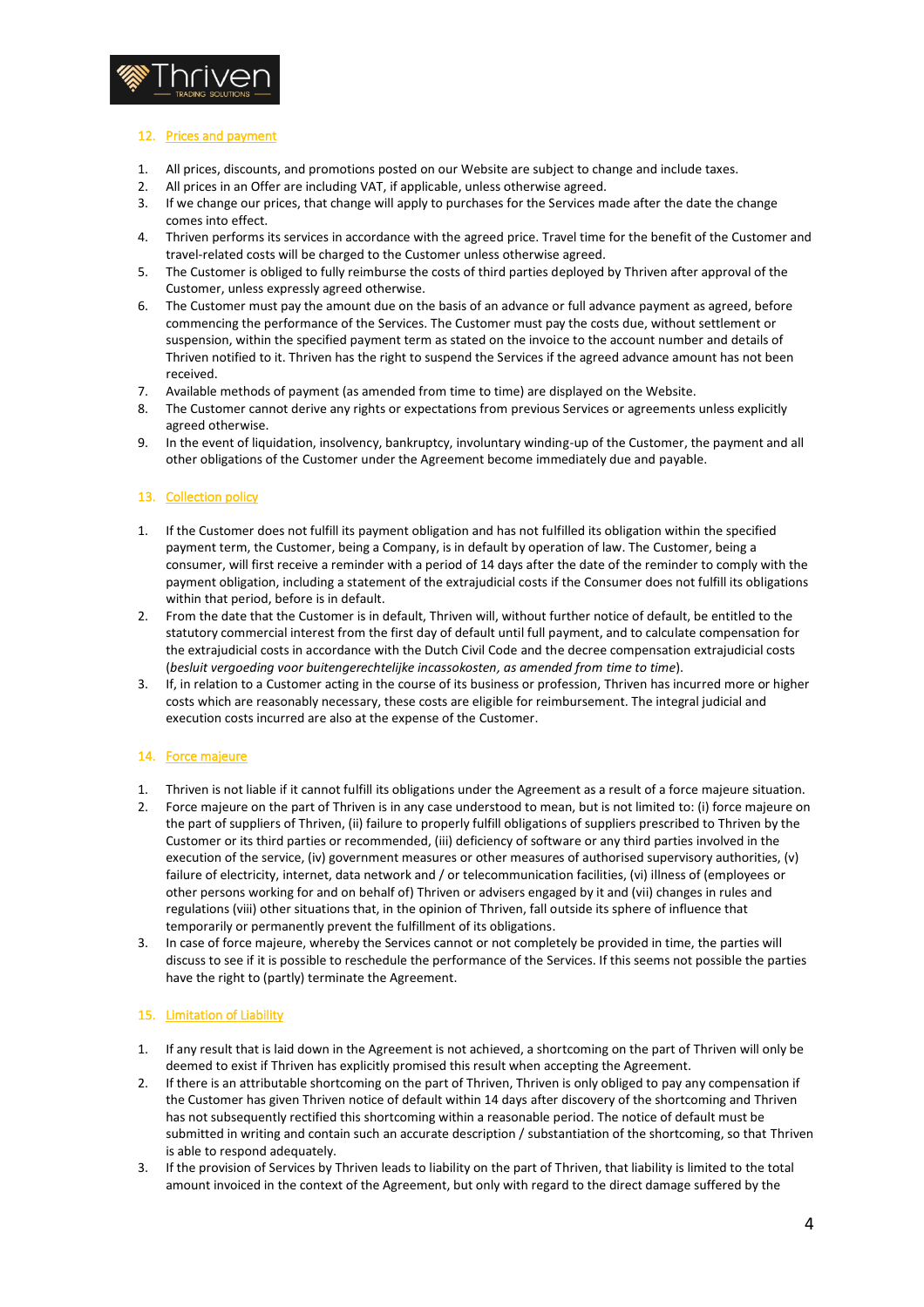## 12. Prices and payment

1. All prices, discounts, and promotions posted on our Website are subject to change and include taxes.
2. All prices in an Offer are including VAT, if applicable, unless otherwise agreed.
3. If we change our prices, that change will apply to purchases for the Services made after the date the change comes into effect.
4. Thriven performs its services in accordance with the agreed price. Travel time for the benefit of the Customer and travel-related costs will be charged to the Customer unless otherwise agreed.
5. The Customer is obliged to fully reimburse the costs of third parties deployed by Thriven after approval of the Customer, unless expressly agreed otherwise.
6. The Customer must pay the amount due on the basis of an advance or full advance payment as agreed, before commencing the performance of the Services. The Customer must pay the costs due, without settlement or suspension, within the specified payment term as stated on the invoice to the account number and details of Thriven notified to it. Thriven has the right to suspend the Services if the agreed advance amount has not been received.
7. Available methods of payment (as amended from time to time) are displayed on the Website.
8. The Customer cannot derive any rights or expectations from previous Services or agreements unless explicitly agreed otherwise.
9. In the event of liquidation, insolvency, bankruptcy, involuntary winding-up of the Customer, the payment and all other obligations of the Customer under the Agreement become immediately due and payable.

## 13. Collection policy

1. If the Customer does not fulfill its payment obligation and has not fulfilled its obligation within the specified payment term, the Customer, being a Company, is in default by operation of law. The Customer, being a consumer, will first receive a reminder with a period of 14 days after the date of the reminder to comply with the payment obligation, including a statement of the extrajudicial costs if the Consumer does not fulfill its obligations within that period, before is in default.
2. From the date that the Customer is in default, Thriven will, without further notice of default, be entitled to the statutory commercial interest from the first day of default until full payment, and to calculate compensation for the extrajudicial costs in accordance with the Dutch Civil Code and the decree compensation extrajudicial costs (*besluit vergoeding voor buitengerechtelijke incassokosten, as amended from time to time*).
3. If, in relation to a Customer acting in the course of its business or profession, Thriven has incurred more or higher costs which are reasonably necessary, these costs are eligible for reimbursement. The integral judicial and execution costs incurred are also at the expense of the Customer.

## 14. Force majeure

1. Thriven is not liable if it cannot fulfill its obligations under the Agreement as a result of a force majeure situation.
2. Force majeure on the part of Thriven is in any case understood to mean, but is not limited to: (i) force majeure on the part of suppliers of Thriven, (ii) failure to properly fulfill obligations of suppliers prescribed to Thriven by the Customer or its third parties or recommended, (iii) deficiency of software or any third parties involved in the execution of the service, (iv) government measures or other measures of authorised supervisory authorities, (v) failure of electricity, internet, data network and / or telecommunication facilities, (vi) illness of (employees or other persons working for and on behalf of) Thriven or advisers engaged by it and (vii) changes in rules and regulations (viii) other situations that, in the opinion of Thriven, fall outside its sphere of influence that temporarily or permanently prevent the fulfillment of its obligations.
3. In case of force majeure, whereby the Services cannot or not completely be provided in time, the parties will discuss to see if it is possible to reschedule the performance of the Services. If this seems not possible the parties have the right to (partly) terminate the Agreement.

## 15. Limitation of Liability

1. If any result that is laid down in the Agreement is not achieved, a shortcoming on the part of Thriven will only be deemed to exist if Thriven has explicitly promised this result when accepting the Agreement.
2. If there is an attributable shortcoming on the part of Thriven, Thriven is only obliged to pay any compensation if the Customer has given Thriven notice of default within 14 days after discovery of the shortcoming and Thriven has not subsequently rectified this shortcoming within a reasonable period. The notice of default must be submitted in writing and contain such an accurate description / substantiation of the shortcoming, so that Thriven is able to respond adequately.
3. If the provision of Services by Thriven leads to liability on the part of Thriven, that liability is limited to the total amount invoiced in the context of the Agreement, but only with regard to the direct damage suffered by the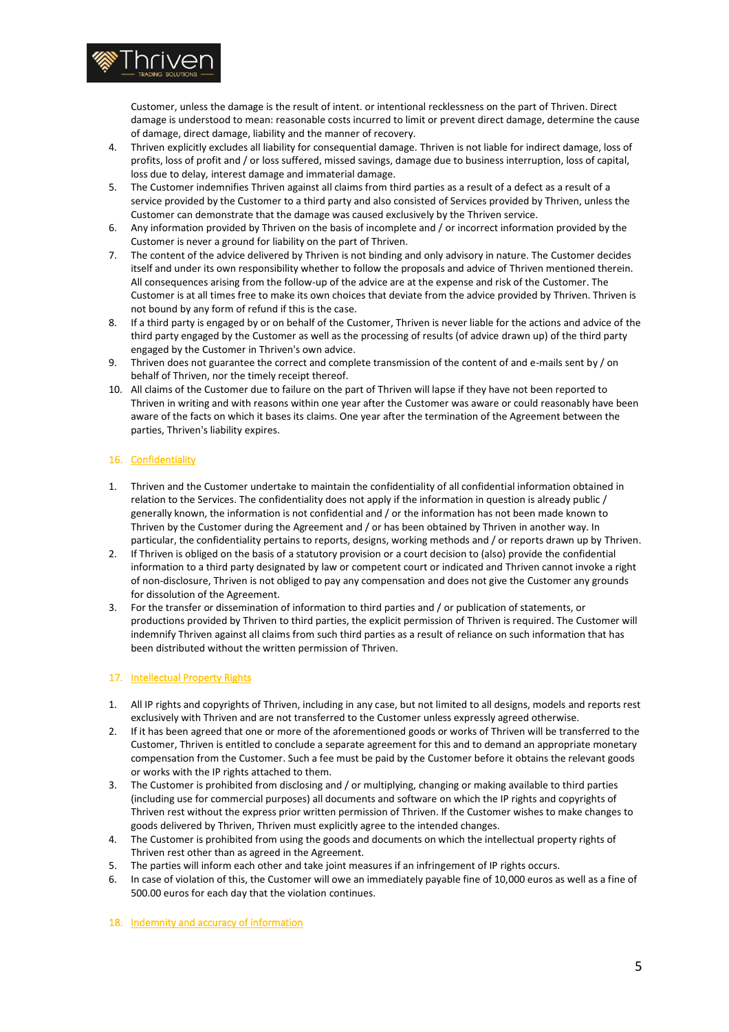Customer, unless the damage is the result of intent. or intentional recklessness on the part of Thriven. Direct damage is understood to mean: reasonable costs incurred to limit or prevent direct damage, determine the cause of damage, direct damage, liability and the manner of recovery.

4. Thriven explicitly excludes all liability for consequential damage. Thriven is not liable for indirect damage, loss of profits, loss of profit and / or loss suffered, missed savings, damage due to business interruption, loss of capital, loss due to delay, interest damage and immaterial damage.
5. The Customer indemnifies Thriven against all claims from third parties as a result of a defect as a result of a service provided by the Customer to a third party and also consisted of Services provided by Thriven, unless the Customer can demonstrate that the damage was caused exclusively by the Thriven service.
6. Any information provided by Thriven on the basis of incomplete and / or incorrect information provided by the Customer is never a ground for liability on the part of Thriven.
7. The content of the advice delivered by Thriven is not binding and only advisory in nature. The Customer decides itself and under its own responsibility whether to follow the proposals and advice of Thriven mentioned therein. All consequences arising from the follow-up of the advice are at the expense and risk of the Customer. The Customer is at all times free to make its own choices that deviate from the advice provided by Thriven. Thriven is not bound by any form of refund if this is the case.
8. If a third party is engaged by or on behalf of the Customer, Thriven is never liable for the actions and advice of the third party engaged by the Customer as well as the processing of results (of advice drawn up) of the third party engaged by the Customer in Thriven's own advice.
9. Thriven does not guarantee the correct and complete transmission of the content of and e-mails sent by / on behalf of Thriven, nor the timely receipt thereof.
10. All claims of the Customer due to failure on the part of Thriven will lapse if they have not been reported to Thriven in writing and with reasons within one year after the Customer was aware or could reasonably have been aware of the facts on which it bases its claims. One year after the termination of the Agreement between the parties, Thriven's liability expires.

## 16. Confidentiality

1. Thriven and the Customer undertake to maintain the confidentiality of all confidential information obtained in relation to the Services. The confidentiality does not apply if the information in question is already public / generally known, the information is not confidential and / or the information has not been made known to Thriven by the Customer during the Agreement and / or has been obtained by Thriven in another way. In particular, the confidentiality pertains to reports, designs, working methods and / or reports drawn up by Thriven.
2. If Thriven is obliged on the basis of a statutory provision or a court decision to (also) provide the confidential information to a third party designated by law or competent court or indicated and Thriven cannot invoke a right of non-disclosure, Thriven is not obliged to pay any compensation and does not give the Customer any grounds for dissolution of the Agreement.
3. For the transfer or dissemination of information to third parties and / or publication of statements, or productions provided by Thriven to third parties, the explicit permission of Thriven is required. The Customer will indemnify Thriven against all claims from such third parties as a result of reliance on such information that has been distributed without the written permission of Thriven.

## 17. Intellectual Property Rights

1. All IP rights and copyrights of Thriven, including in any case, but not limited to all designs, models and reports rest exclusively with Thriven and are not transferred to the Customer unless expressly agreed otherwise.
2. If it has been agreed that one or more of the aforementioned goods or works of Thriven will be transferred to the Customer, Thriven is entitled to conclude a separate agreement for this and to demand an appropriate monetary compensation from the Customer. Such a fee must be paid by the Customer before it obtains the relevant goods or works with the IP rights attached to them.
3. The Customer is prohibited from disclosing and / or multiplying, changing or making available to third parties (including use for commercial purposes) all documents and software on which the IP rights and copyrights of Thriven rest without the express prior written permission of Thriven. If the Customer wishes to make changes to goods delivered by Thriven, Thriven must explicitly agree to the intended changes.
4. The Customer is prohibited from using the goods and documents on which the intellectual property rights of Thriven rest other than as agreed in the Agreement.
5. The parties will inform each other and take joint measures if an infringement of IP rights occurs.
6. In case of violation of this, the Customer will owe an immediately payable fine of 10,000 euros as well as a fine of 500.00 euros for each day that the violation continues.

## 18. Indemnity and accuracy of information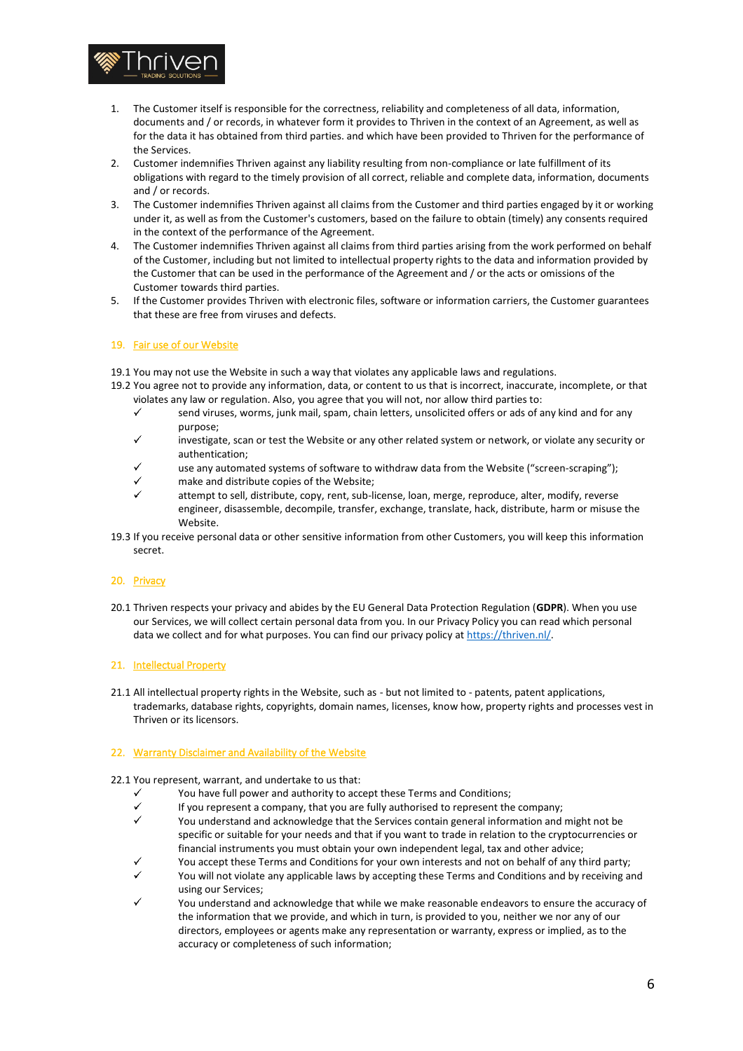1. The Customer itself is responsible for the correctness, reliability and completeness of all data, information, documents and / or records, in whatever form it provides to Thriven in the context of an Agreement, as well as for the data it has obtained from third parties. and which have been provided to Thriven for the performance of the Services.
2. Customer indemnifies Thriven against any liability resulting from non-compliance or late fulfillment of its obligations with regard to the timely provision of all correct, reliable and complete data, information, documents and / or records.
3. The Customer indemnifies Thriven against all claims from the Customer and third parties engaged by it or working under it, as well as from the Customer's customers, based on the failure to obtain (timely) any consents required in the context of the performance of the Agreement.
4. The Customer indemnifies Thriven against all claims from third parties arising from the work performed on behalf of the Customer, including but not limited to intellectual property rights to the data and information provided by the Customer that can be used in the performance of the Agreement and / or the acts or omissions of the Customer towards third parties.
5. If the Customer provides Thriven with electronic files, software or information carriers, the Customer guarantees that these are free from viruses and defects.

## 19. Fair use of our Website

19.1 You may not use the Website in such a way that violates any applicable laws and regulations.

19.2 You agree not to provide any information, data, or content to us that is incorrect, inaccurate, incomplete, or that violates any law or regulation. Also, you agree that you will not, nor allow third parties to:

- ✓ send viruses, worms, junk mail, spam, chain letters, unsolicited offers or ads of any kind and for any purpose;
- ✓ investigate, scan or test the Website or any other related system or network, or violate any security or authentication;
- ✓ use any automated systems of software to withdraw data from the Website ("screen-scraping");
- ✓ make and distribute copies of the Website;
- ✓ attempt to sell, distribute, copy, rent, sub-license, loan, merge, reproduce, alter, modify, reverse engineer, disassemble, decompile, transfer, exchange, translate, hack, distribute, harm or misuse the Website.

19.3 If you receive personal data or other sensitive information from other Customers, you will keep this information secret.

## 20. Privacy

20.1 Thriven respects your privacy and abides by the EU General Data Protection Regulation (**GDPR**). When you use our Services, we will collect certain personal data from you. In our Privacy Policy you can read which personal data we collect and for what purposes. You can find our privacy policy at https://thriven.nl/.

## 21. Intellectual Property

21.1 All intellectual property rights in the Website, such as - but not limited to - patents, patent applications, trademarks, database rights, copyrights, domain names, licenses, know how, property rights and processes vest in Thriven or its licensors.

## 22. Warranty Disclaimer and Availability of the Website

22.1 You represent, warrant, and undertake to us that:

- ✓ You have full power and authority to accept these Terms and Conditions;
- ✓ If you represent a company, that you are fully authorised to represent the company;
- ✓ You understand and acknowledge that the Services contain general information and might not be specific or suitable for your needs and that if you want to trade in relation to the cryptocurrencies or financial instruments you must obtain your own independent legal, tax and other advice;
- ✓ You accept these Terms and Conditions for your own interests and not on behalf of any third party;
- ✓ You will not violate any applicable laws by accepting these Terms and Conditions and by receiving and using our Services;
- ✓ You understand and acknowledge that while we make reasonable endeavors to ensure the accuracy of the information that we provide, and which in turn, is provided to you, neither we nor any of our directors, employees or agents make any representation or warranty, express or implied, as to the accuracy or completeness of such information;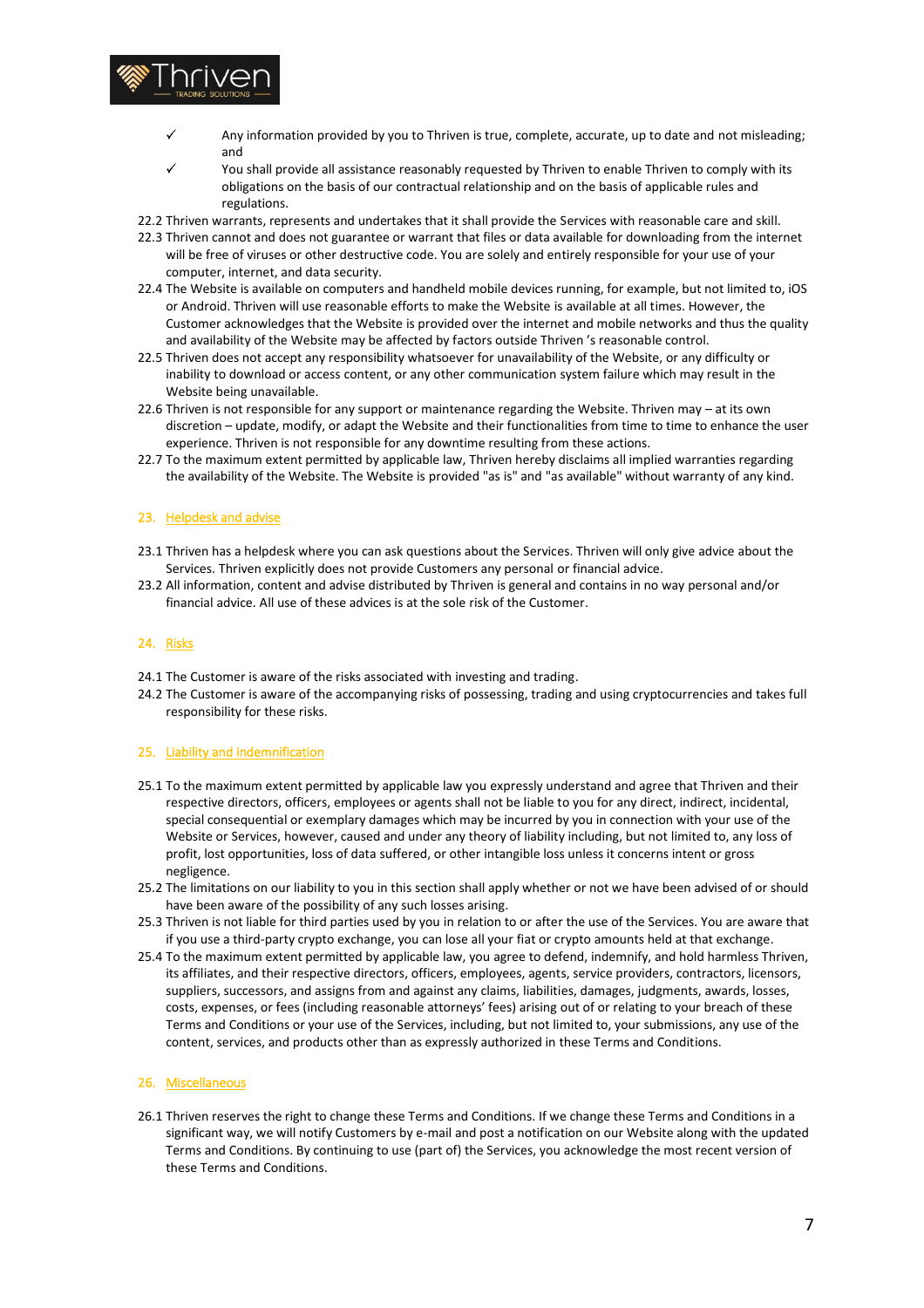- ✓ Any information provided by you to Thriven is true, complete, accurate, up to date and not misleading; and
- ✓ You shall provide all assistance reasonably requested by Thriven to enable Thriven to comply with its obligations on the basis of our contractual relationship and on the basis of applicable rules and regulations.

22.2 Thriven warrants, represents and undertakes that it shall provide the Services with reasonable care and skill.

22.3 Thriven cannot and does not guarantee or warrant that files or data available for downloading from the internet will be free of viruses or other destructive code. You are solely and entirely responsible for your use of your computer, internet, and data security.

22.4 The Website is available on computers and handheld mobile devices running, for example, but not limited to, iOS or Android. Thriven will use reasonable efforts to make the Website is available at all times. However, the Customer acknowledges that the Website is provided over the internet and mobile networks and thus the quality and availability of the Website may be affected by factors outside Thriven 's reasonable control.

22.5 Thriven does not accept any responsibility whatsoever for unavailability of the Website, or any difficulty or inability to download or access content, or any other communication system failure which may result in the Website being unavailable.

22.6 Thriven is not responsible for any support or maintenance regarding the Website. Thriven may – at its own discretion – update, modify, or adapt the Website and their functionalities from time to time to enhance the user experience. Thriven is not responsible for any downtime resulting from these actions.

22.7 To the maximum extent permitted by applicable law, Thriven hereby disclaims all implied warranties regarding the availability of the Website. The Website is provided "as is" and "as available" without warranty of any kind.

## 23. Helpdesk and advise

23.1 Thriven has a helpdesk where you can ask questions about the Services. Thriven will only give advice about the Services. Thriven explicitly does not provide Customers any personal or financial advice.

23.2 All information, content and advise distributed by Thriven is general and contains in no way personal and/or financial advice. All use of these advices is at the sole risk of the Customer.

## 24. Risks

24.1 The Customer is aware of the risks associated with investing and trading.

24.2 The Customer is aware of the accompanying risks of possessing, trading and using cryptocurrencies and takes full responsibility for these risks.

## 25. Liability and indemnification

25.1 To the maximum extent permitted by applicable law you expressly understand and agree that Thriven and their respective directors, officers, employees or agents shall not be liable to you for any direct, indirect, incidental, special consequential or exemplary damages which may be incurred by you in connection with your use of the Website or Services, however, caused and under any theory of liability including, but not limited to, any loss of profit, lost opportunities, loss of data suffered, or other intangible loss unless it concerns intent or gross negligence.

25.2 The limitations on our liability to you in this section shall apply whether or not we have been advised of or should have been aware of the possibility of any such losses arising.

25.3 Thriven is not liable for third parties used by you in relation to or after the use of the Services. You are aware that if you use a third-party crypto exchange, you can lose all your fiat or crypto amounts held at that exchange.

25.4 To the maximum extent permitted by applicable law, you agree to defend, indemnify, and hold harmless Thriven, its affiliates, and their respective directors, officers, employees, agents, service providers, contractors, licensors, suppliers, successors, and assigns from and against any claims, liabilities, damages, judgments, awards, losses, costs, expenses, or fees (including reasonable attorneys' fees) arising out of or relating to your breach of these Terms and Conditions or your use of the Services, including, but not limited to, your submissions, any use of the content, services, and products other than as expressly authorized in these Terms and Conditions.

## 26. Miscellaneous

26.1 Thriven reserves the right to change these Terms and Conditions. If we change these Terms and Conditions in a significant way, we will notify Customers by e-mail and post a notification on our Website along with the updated Terms and Conditions. By continuing to use (part of) the Services, you acknowledge the most recent version of these Terms and Conditions.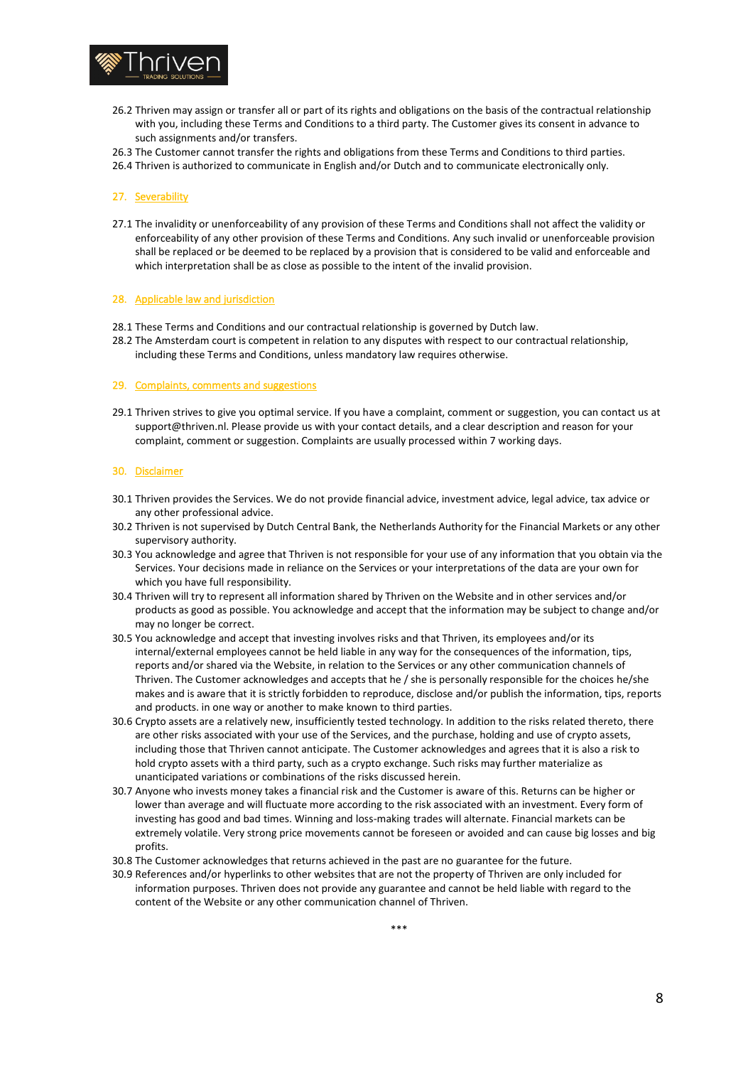26.2 Thriven may assign or transfer all or part of its rights and obligations on the basis of the contractual relationship with you, including these Terms and Conditions to a third party. The Customer gives its consent in advance to such assignments and/or transfers.

26.3 The Customer cannot transfer the rights and obligations from these Terms and Conditions to third parties.

26.4 Thriven is authorized to communicate in English and/or Dutch and to communicate electronically only.

## 27. Severability

27.1 The invalidity or unenforceability of any provision of these Terms and Conditions shall not affect the validity or enforceability of any other provision of these Terms and Conditions. Any such invalid or unenforceable provision shall be replaced or be deemed to be replaced by a provision that is considered to be valid and enforceable and which interpretation shall be as close as possible to the intent of the invalid provision.

## 28. Applicable law and jurisdiction

28.1 These Terms and Conditions and our contractual relationship is governed by Dutch law.

28.2 The Amsterdam court is competent in relation to any disputes with respect to our contractual relationship, including these Terms and Conditions, unless mandatory law requires otherwise.

## 29. Complaints, comments and suggestions

29.1 Thriven strives to give you optimal service. If you have a complaint, comment or suggestion, you can contact us at support@thriven.nl. Please provide us with your contact details, and a clear description and reason for your complaint, comment or suggestion. Complaints are usually processed within 7 working days.

## 30. Disclaimer

30.1 Thriven provides the Services. We do not provide financial advice, investment advice, legal advice, tax advice or any other professional advice.

30.2 Thriven is not supervised by Dutch Central Bank, the Netherlands Authority for the Financial Markets or any other supervisory authority.

30.3 You acknowledge and agree that Thriven is not responsible for your use of any information that you obtain via the Services. Your decisions made in reliance on the Services or your interpretations of the data are your own for which you have full responsibility.

30.4 Thriven will try to represent all information shared by Thriven on the Website and in other services and/or products as good as possible. You acknowledge and accept that the information may be subject to change and/or may no longer be correct.

30.5 You acknowledge and accept that investing involves risks and that Thriven, its employees and/or its internal/external employees cannot be held liable in any way for the consequences of the information, tips, reports and/or shared via the Website, in relation to the Services or any other communication channels of Thriven. The Customer acknowledges and accepts that he / she is personally responsible for the choices he/she makes and is aware that it is strictly forbidden to reproduce, disclose and/or publish the information, tips, reports and products. in one way or another to make known to third parties.

30.6 Crypto assets are a relatively new, insufficiently tested technology. In addition to the risks related thereto, there are other risks associated with your use of the Services, and the purchase, holding and use of crypto assets, including those that Thriven cannot anticipate. The Customer acknowledges and agrees that it is also a risk to hold crypto assets with a third party, such as a crypto exchange. Such risks may further materialize as unanticipated variations or combinations of the risks discussed herein.

30.7 Anyone who invests money takes a financial risk and the Customer is aware of this. Returns can be higher or lower than average and will fluctuate more according to the risk associated with an investment. Every form of investing has good and bad times. Winning and loss-making trades will alternate. Financial markets can be extremely volatile. Very strong price movements cannot be foreseen or avoided and can cause big losses and big profits.

30.8 The Customer acknowledges that returns achieved in the past are no guarantee for the future.

30.9 References and/or hyperlinks to other websites that are not the property of Thriven are only included for information purposes. Thriven does not provide any guarantee and cannot be held liable with regard to the content of the Website or any other communication channel of Thriven.

***